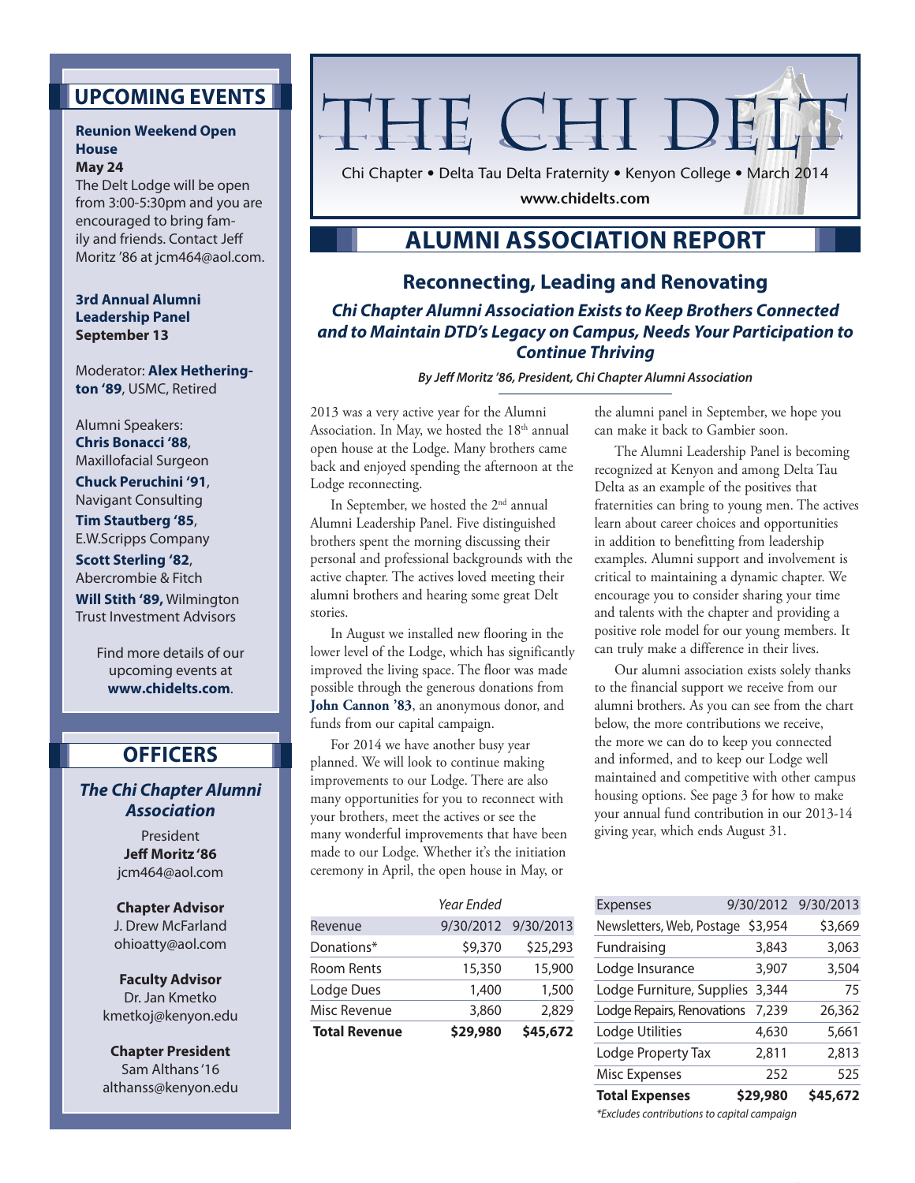# THE CHI DELT

Chi Chapter • Delta Tau Delta Fraternity • Kenyon College • March 2014

www.chidelts.com

## ALUMNI ASSOCIATION REPORT

### Reconnecting, Leading and Renovating

***Chi Chapter Alumni Association Exists to Keep Brothers Connected and to Maintain DTD's Legacy on Campus, Needs Your Participation to Continue Thriving***

*By Jeff Moritz '86, President, Chi Chapter Alumni Association*

2013 was a very active year for the Alumni Association. In May, we hosted the 18th annual open house at the Lodge. Many brothers came back and enjoyed spending the afternoon at the Lodge reconnecting.

In September, we hosted the 2nd annual Alumni Leadership Panel. Five distinguished brothers spent the morning discussing their personal and professional backgrounds with the active chapter. The actives loved meeting their alumni brothers and hearing some great Delt stories.

In August we installed new flooring in the lower level of the Lodge, which has significantly improved the living space. The floor was made possible through the generous donations from **John Cannon '83**, an anonymous donor, and funds from our capital campaign.

For 2014 we have another busy year planned. We will look to continue making improvements to our Lodge. There are also many opportunities for you to reconnect with your brothers, meet the actives or see the many wonderful improvements that have been made to our Lodge. Whether it's the initiation ceremony in April, the open house in May, or the alumni panel in September, we hope you can make it back to Gambier soon.

The Alumni Leadership Panel is becoming recognized at Kenyon and among Delta Tau Delta as an example of the positives that fraternities can bring to young men. The actives learn about career choices and opportunities in addition to benefitting from leadership examples. Alumni support and involvement is critical to maintaining a dynamic chapter. We encourage you to consider sharing your time and talents with the chapter and providing a positive role model for our young members. It can truly make a difference in their lives.

Our alumni association exists solely thanks to the financial support we receive from our alumni brothers. As you can see from the chart below, the more contributions we receive, the more we can do to keep you connected and informed, and to keep our Lodge well maintained and competitive with other campus housing options. See page 3 for how to make your annual fund contribution in our 2013-14 giving year, which ends August 31.

| | *Year Ended* | |
|---|---|---|
| Revenue | 9/30/2012 | 9/30/2013 |
| Donations* | $9,370 | $25,293 |
| Room Rents | 15,350 | 15,900 |
| Lodge Dues | 1,400 | 1,500 |
| Misc Revenue | 3,860 | 2,829 |
| **Total Revenue** | **$29,980** | **$45,672** |

| Expenses | 9/30/2012 | 9/30/2013 |
|---|---|---|
| Newsletters, Web, Postage | $3,954 | $3,669 |
| Fundraising | 3,843 | 3,063 |
| Lodge Insurance | 3,907 | 3,504 |
| Lodge Furniture, Supplies | 3,344 | 75 |
| Lodge Repairs, Renovations | 7,239 | 26,362 |
| Lodge Utilities | 4,630 | 5,661 |
| Lodge Property Tax | 2,811 | 2,813 |
| Misc Expenses | 252 | 525 |
| **Total Expenses** | **$29,980** | **$45,672** |

*\*Excludes contributions to capital campaign*

## UPCOMING EVENTS

**Reunion Weekend Open House**
**May 24**
The Delt Lodge will be open from 3:00-5:30pm and you are encouraged to bring family and friends. Contact Jeff Moritz '86 at jcm464@aol.com.

**3rd Annual Alumni Leadership Panel**
**September 13**

Moderator: **Alex Hetherington '89**, USMC, Retired

Alumni Speakers:
**Chris Bonacci '88**, Maxillofacial Surgeon
**Chuck Peruchini '91**, Navigant Consulting
**Tim Stautberg '85**, E.W.Scripps Company
**Scott Sterling '82**, Abercrombie & Fitch
**Will Stith '89,** Wilmington Trust Investment Advisors

Find more details of our upcoming events at **www.chidelts.com**.

## OFFICERS

***The Chi Chapter Alumni Association***

President
**Jeff Moritz '86**
jcm464@aol.com

**Chapter Advisor**
J. Drew McFarland
ohioatty@aol.com

**Faculty Advisor**
Dr. Jan Kmetko
kmetkoj@kenyon.edu

**Chapter President**
Sam Althans '16
althanss@kenyon.edu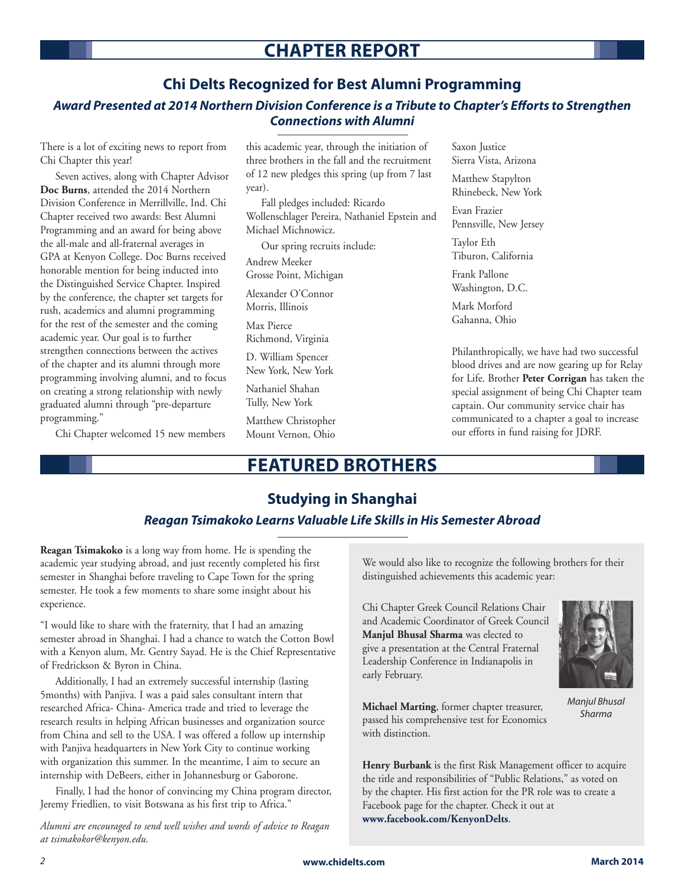# CHAPTER REPORT

## Chi Delts Recognized for Best Alumni Programming

### *Award Presented at 2014 Northern Division Conference is a Tribute to Chapter's Efforts to Strengthen Connections with Alumni*

There is a lot of exciting news to report from Chi Chapter this year!

Seven actives, along with Chapter Advisor **Doc Burns**, attended the 2014 Northern Division Conference in Merrillville, Ind. Chi Chapter received two awards: Best Alumni Programming and an award for being above the all-male and all-fraternal averages in GPA at Kenyon College. Doc Burns received honorable mention for being inducted into the Distinguished Service Chapter. Inspired by the conference, the chapter set targets for rush, academics and alumni programming for the rest of the semester and the coming academic year. Our goal is to further strengthen connections between the actives of the chapter and its alumni through more programming involving alumni, and to focus on creating a strong relationship with newly graduated alumni through "pre-departure programming."

Chi Chapter welcomed 15 new members this academic year, through the initiation of three brothers in the fall and the recruitment of 12 new pledges this spring (up from 7 last year).

Fall pledges included: Ricardo Wollenschlager Pereira, Nathaniel Epstein and Michael Michnowicz.

Our spring recruits include:

Andrew Meeker
Grosse Point, Michigan

Alexander O'Connor
Morris, Illinois

Max Pierce
Richmond, Virginia

D. William Spencer
New York, New York

Nathaniel Shahan
Tully, New York

Matthew Christopher
Mount Vernon, Ohio

Saxon Justice
Sierra Vista, Arizona

Matthew Stapylton
Rhinebeck, New York

Evan Frazier
Pennsville, New Jersey

Taylor Eth
Tiburon, California

Frank Pallone
Washington, D.C.

Mark Morford
Gahanna, Ohio

Philanthropically, we have had two successful blood drives and are now gearing up for Relay for Life. Brother **Peter Corrigan** has taken the special assignment of being Chi Chapter team captain. Our community service chair has communicated to a chapter a goal to increase our efforts in fund raising for JDRF.

# FEATURED BROTHERS

## Studying in Shanghai

### *Reagan Tsimakoko Learns Valuable Life Skills in His Semester Abroad*

**Reagan Tsimakoko** is a long way from home. He is spending the academic year studying abroad, and just recently completed his first semester in Shanghai before traveling to Cape Town for the spring semester. He took a few moments to share some insight about his experience.

"I would like to share with the fraternity, that I had an amazing semester abroad in Shanghai. I had a chance to watch the Cotton Bowl with a Kenyon alum, Mr. Gentry Sayad. He is the Chief Representative of Fredrickson & Byron in China.

Additionally, I had an extremely successful internship (lasting 5months) with Panjiva. I was a paid sales consultant intern that researched Africa- China- America trade and tried to leverage the research results in helping African businesses and organization source from China and sell to the USA. I was offered a follow up internship with Panjiva headquarters in New York City to continue working with organization this summer. In the meantime, I aim to secure an internship with DeBeers, either in Johannesburg or Gaborone.

Finally, I had the honor of convincing my China program director, Jeremy Friedlien, to visit Botswana as his first trip to Africa."

*Alumni are encouraged to send well wishes and words of advice to Reagan at tsimakokor@kenyon.edu.*

We would also like to recognize the following brothers for their distinguished achievements this academic year:

Chi Chapter Greek Council Relations Chair and Academic Coordinator of Greek Council **Manjul Bhusal Sharma** was elected to give a presentation at the Central Fraternal Leadership Conference in Indianapolis in early February.

*Manjul Bhusal Sharma*

**Michael Marting**, former chapter treasurer, passed his comprehensive test for Economics with distinction.

**Henry Burbank** is the first Risk Management officer to acquire the title and responsibilities of "Public Relations," as voted on by the chapter. His first action for the PR role was to create a Facebook page for the chapter. Check it out at **www.facebook.com/KenyonDelts**.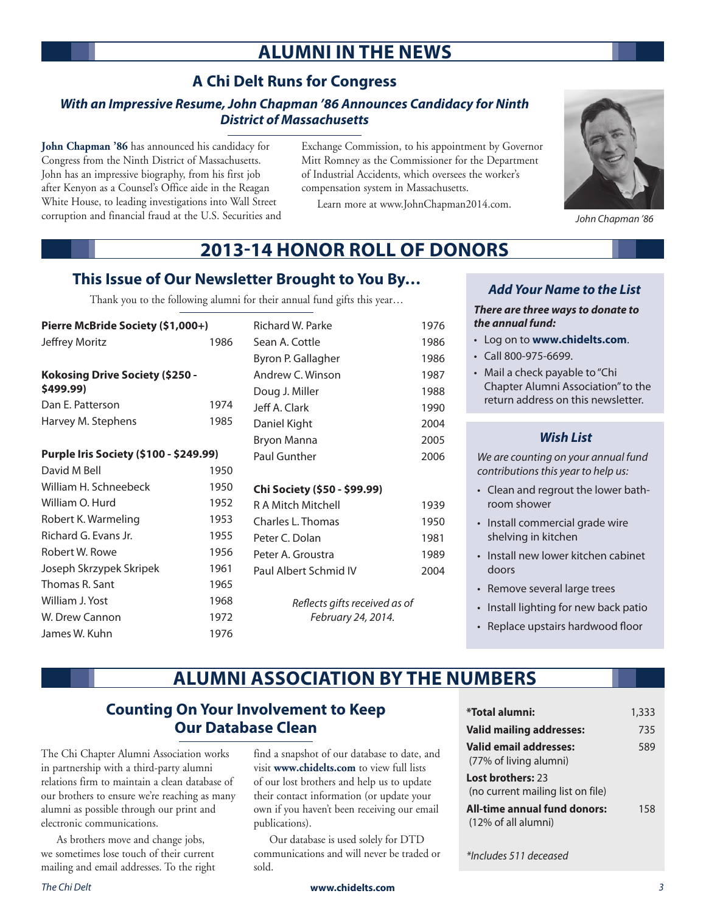# ALUMNI IN THE NEWS

## A Chi Delt Runs for Congress

### *With an Impressive Resume, John Chapman '86 Announces Candidacy for Ninth District of Massachusetts*

**John Chapman '86** has announced his candidacy for Congress from the Ninth District of Massachusetts. John has an impressive biography, from his first job after Kenyon as a Counsel's Office aide in the Reagan White House, to leading investigations into Wall Street corruption and financial fraud at the U.S. Securities and Exchange Commission, to his appointment by Governor Mitt Romney as the Commissioner for the Department of Industrial Accidents, which oversees the worker's compensation system in Massachusetts.

Learn more at www.JohnChapman2014.com.

*John Chapman '86*

# 2013-14 HONOR ROLL OF DONORS

## This Issue of Our Newsletter Brought to You By…

Thank you to the following alumni for their annual fund gifts this year…

**Pierre McBride Society ($1,000+)**

| Name | Year |
|---|---|
| Jeffrey Moritz | 1986 |

**Kokosing Drive Society ($250 - $499.99)**

| Name | Year |
|---|---|
| Dan E. Patterson | 1974 |
| Harvey M. Stephens | 1985 |

**Purple Iris Society ($100 - $249.99)**

| Name | Year |
|---|---|
| David M Bell | 1950 |
| William H. Schneebeck | 1950 |
| William O. Hurd | 1952 |
| Robert K. Warmeling | 1953 |
| Richard G. Evans Jr. | 1955 |
| Robert W. Rowe | 1956 |
| Joseph Skrzypek Skripek | 1961 |
| Thomas R. Sant | 1965 |
| William J. Yost | 1968 |
| W. Drew Cannon | 1972 |
| James W. Kuhn | 1976 |
| Richard W. Parke | 1976 |
| Sean A. Cottle | 1986 |
| Byron P. Gallagher | 1986 |
| Andrew C. Winson | 1987 |
| Doug J. Miller | 1988 |
| Jeff A. Clark | 1990 |
| Daniel Kight | 2004 |
| Bryon Manna | 2005 |
| Paul Gunther | 2006 |

**Chi Society ($50 - $99.99)**

| Name | Year |
|---|---|
| R A Mitch Mitchell | 1939 |
| Charles L. Thomas | 1950 |
| Peter C. Dolan | 1981 |
| Peter A. Groustra | 1989 |
| Paul Albert Schmid IV | 2004 |

*Reflects gifts received as of February 24, 2014.*

### *Add Your Name to the List*

***There are three ways to donate to the annual fund:***

- Log on to **www.chidelts.com**.
- Call 800-975-6699.
- Mail a check payable to "Chi Chapter Alumni Association" to the return address on this newsletter.

### *Wish List*

*We are counting on your annual fund contributions this year to help us:*

- Clean and regrout the lower bathroom shower
- Install commercial grade wire shelving in kitchen
- Install new lower kitchen cabinet doors
- Remove several large trees
- Install lighting for new back patio
- Replace upstairs hardwood floor

# ALUMNI ASSOCIATION BY THE NUMBERS

## Counting On Your Involvement to Keep Our Database Clean

The Chi Chapter Alumni Association works in partnership with a third-party alumni relations firm to maintain a clean database of our brothers to ensure we're reaching as many alumni as possible through our print and electronic communications.

As brothers move and change jobs, we sometimes lose touch of their current mailing and email addresses. To the right find a snapshot of our database to date, and visit **www.chidelts.com** to view full lists of our lost brothers and help us to update their contact information (or update your own if you haven't been receiving our email publications).

Our database is used solely for DTD communications and will never be traded or sold.

| | |
|---|---|
| **\*Total alumni:** | 1,333 |
| **Valid mailing addresses:** | 735 |
| **Valid email addresses:** (77% of living alumni) | 589 |
| **Lost brothers:** 23 (no current mailing list on file) | |
| **All-time annual fund donors:** (12% of all alumni) | 158 |

*\*Includes 511 deceased*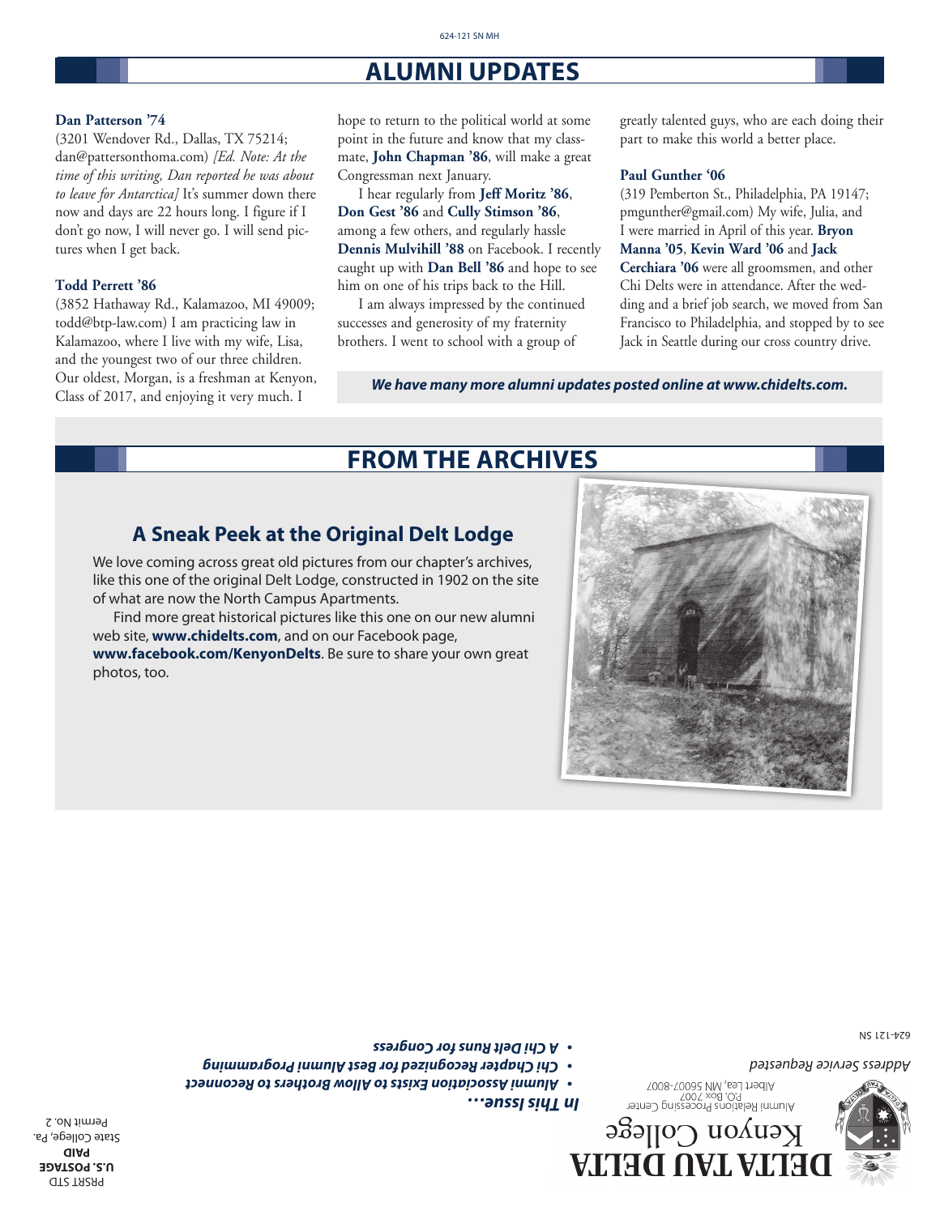## ALUMNI UPDATES

**Dan Patterson '74**
(3201 Wendover Rd., Dallas, TX 75214; dan@pattersonthoma.com) *[Ed. Note: At the time of this writing, Dan reported he was about to leave for Antarctica]* It's summer down there now and days are 22 hours long. I figure if I don't go now, I will never go. I will send pictures when I get back.

**Todd Perrett '86**
(3852 Hathaway Rd., Kalamazoo, MI 49009; todd@btp-law.com) I am practicing law in Kalamazoo, where I live with my wife, Lisa, and the youngest two of our three children. Our oldest, Morgan, is a freshman at Kenyon, Class of 2017, and enjoying it very much. I hope to return to the political world at some point in the future and know that my classmate, **John Chapman '86**, will make a great Congressman next January.

I hear regularly from **Jeff Moritz '86**, **Don Gest '86** and **Cully Stimson '86**, among a few others, and regularly hassle **Dennis Mulvihill '88** on Facebook. I recently caught up with **Dan Bell '86** and hope to see him on one of his trips back to the Hill.

I am always impressed by the continued successes and generosity of my fraternity brothers. I went to school with a group of greatly talented guys, who are each doing their part to make this world a better place.

**Paul Gunther '06**
(319 Pemberton St., Philadelphia, PA 19147; pmgunther@gmail.com) My wife, Julia, and I were married in April of this year. **Bryon Manna '05**, **Kevin Ward '06** and **Jack Cerchiara '06** were all groomsmen, and other Chi Delts were in attendance. After the wedding and a brief job search, we moved from San Francisco to Philadelphia, and stopped by to see Jack in Seattle during our cross country drive.

***We have many more alumni updates posted online at www.chidelts.com.***

## FROM THE ARCHIVES

### A Sneak Peek at the Original Delt Lodge

We love coming across great old pictures from our chapter's archives, like this one of the original Delt Lodge, constructed in 1902 on the site of what are now the North Campus Apartments.

Find more great historical pictures like this one on our new alumni web site, **www.chidelts.com**, and on our Facebook page, **www.facebook.com/KenyonDelts**. Be sure to share your own great photos, too.

624-121 SN

**DELTA TAU DELTA**
Kenyon College
Alumni Relations Processing Center
P.O. Box 7007
Albert Lea, MN 56007-8007

*Address Service Requested*

PRSRT STD
**U.S. POSTAGE**
**PAID**
State College, Pa.
Permit No. 2

***In This Issue...***

- ***Alumni Association Exists to Allow Brothers to Reconnect***
- ***Chi Chapter Recognized for Best Alumni Programming***
- ***A Chi Delt Runs for Congress***